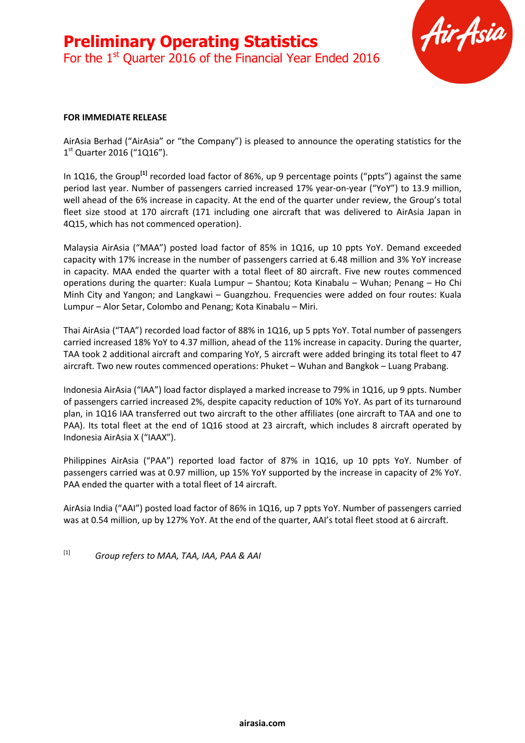# Preliminary Operating Statistics

For the 1st Quarter 2016 of the Financial Year Ended 2016

**FOR IMMEDIATE RELEASE**

AirAsia Berhad ("AirAsia" or "the Company") is pleased to announce the operating statistics for the 1st Quarter 2016 ("1Q16").

In 1Q16, the Group[1] recorded load factor of 86%, up 9 percentage points ("ppts") against the same period last year. Number of passengers carried increased 17% year-on-year ("YoY") to 13.9 million, well ahead of the 6% increase in capacity. At the end of the quarter under review, the Group's total fleet size stood at 170 aircraft (171 including one aircraft that was delivered to AirAsia Japan in 4Q15, which has not commenced operation).

Malaysia AirAsia ("MAA") posted load factor of 85% in 1Q16, up 10 ppts YoY. Demand exceeded capacity with 17% increase in the number of passengers carried at 6.48 million and 3% YoY increase in capacity. MAA ended the quarter with a total fleet of 80 aircraft. Five new routes commenced operations during the quarter: Kuala Lumpur – Shantou; Kota Kinabalu – Wuhan; Penang – Ho Chi Minh City and Yangon; and Langkawi – Guangzhou. Frequencies were added on four routes: Kuala Lumpur – Alor Setar, Colombo and Penang; Kota Kinabalu – Miri.

Thai AirAsia ("TAA") recorded load factor of 88% in 1Q16, up 5 ppts YoY. Total number of passengers carried increased 18% YoY to 4.37 million, ahead of the 11% increase in capacity. During the quarter, TAA took 2 additional aircraft and comparing YoY, 5 aircraft were added bringing its total fleet to 47 aircraft. Two new routes commenced operations: Phuket – Wuhan and Bangkok – Luang Prabang.

Indonesia AirAsia ("IAA") load factor displayed a marked increase to 79% in 1Q16, up 9 ppts. Number of passengers carried increased 2%, despite capacity reduction of 10% YoY. As part of its turnaround plan, in 1Q16 IAA transferred out two aircraft to the other affiliates (one aircraft to TAA and one to PAA). Its total fleet at the end of 1Q16 stood at 23 aircraft, which includes 8 aircraft operated by Indonesia AirAsia X ("IAAX").

Philippines AirAsia ("PAA") reported load factor of 87% in 1Q16, up 10 ppts YoY. Number of passengers carried was at 0.97 million, up 15% YoY supported by the increase in capacity of 2% YoY. PAA ended the quarter with a total fleet of 14 aircraft.

AirAsia India ("AAI") posted load factor of 86% in 1Q16, up 7 ppts YoY. Number of passengers carried was at 0.54 million, up by 127% YoY. At the end of the quarter, AAI's total fleet stood at 6 aircraft.

[1] *Group refers to MAA, TAA, IAA, PAA & AAI*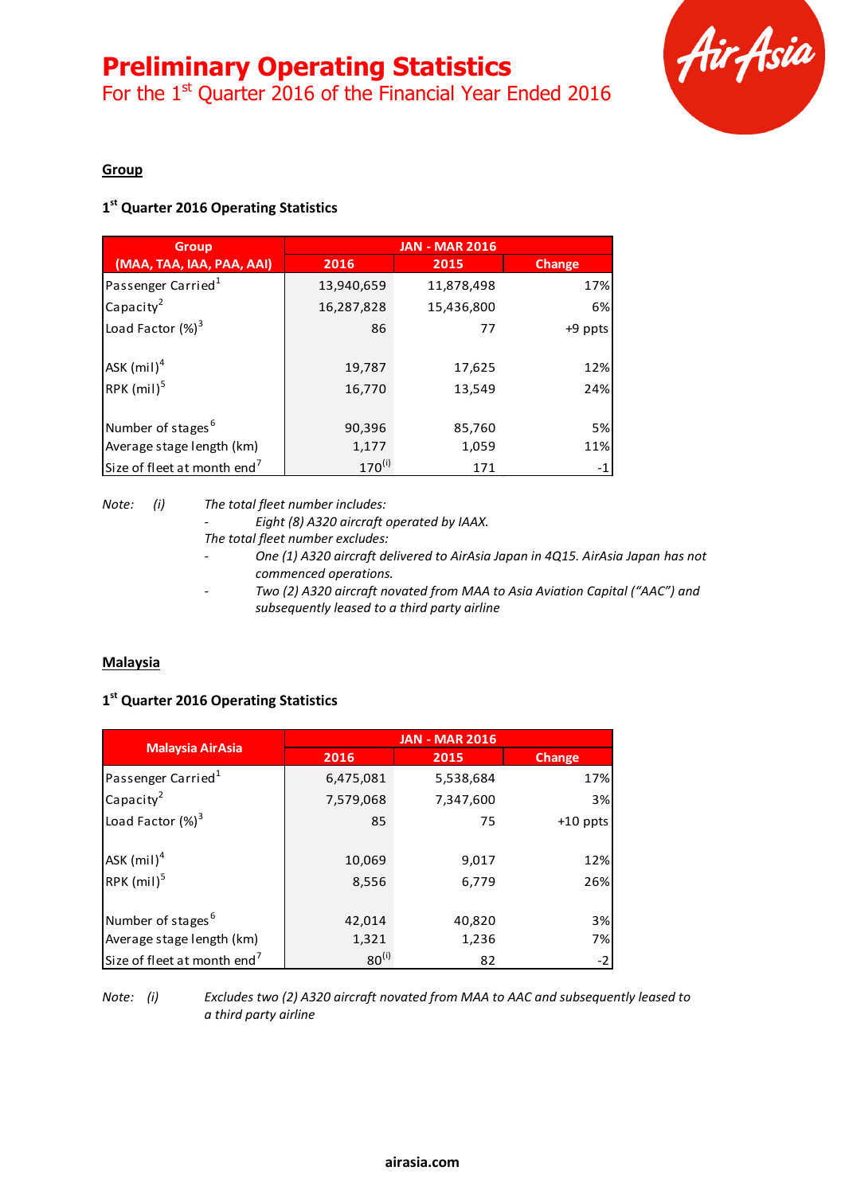# Preliminary Operating Statistics

For the 1st Quarter 2016 of the Financial Year Ended 2016

## Group

### 1st Quarter 2016 Operating Statistics

| Group (MAA, TAA, IAA, PAA, AAI) | JAN - MAR 2016 | | |
|---|---|---|---|
| | 2016 | 2015 | Change |
| Passenger Carried[1] | 13,940,659 | 11,878,498 | 17% |
| Capacity[2] | 16,287,828 | 15,436,800 | 6% |
| Load Factor (%)[3] | 86 | 77 | +9 ppts |
| ASK (mil)[4] | 19,787 | 17,625 | 12% |
| RPK (mil)[5] | 16,770 | 13,549 | 24% |
| Number of stages[6] | 90,396 | 85,760 | 5% |
| Average stage length (km) | 1,177 | 1,059 | 11% |
| Size of fleet at month end[7] | 170[(i)] | 171 | -1 |

*Note: (i) The total fleet number includes:*
- *Eight (8) A320 aircraft operated by IAAX.*

*The total fleet number excludes:*
- *One (1) A320 aircraft delivered to AirAsia Japan in 4Q15. AirAsia Japan has not commenced operations.*
- *Two (2) A320 aircraft novated from MAA to Asia Aviation Capital ("AAC") and subsequently leased to a third party airline*

## Malaysia

### 1st Quarter 2016 Operating Statistics

| Malaysia AirAsia | JAN - MAR 2016 | | |
|---|---|---|---|
| | 2016 | 2015 | Change |
| Passenger Carried[1] | 6,475,081 | 5,538,684 | 17% |
| Capacity[2] | 7,579,068 | 7,347,600 | 3% |
| Load Factor (%)[3] | 85 | 75 | +10 ppts |
| ASK (mil)[4] | 10,069 | 9,017 | 12% |
| RPK (mil)[5] | 8,556 | 6,779 | 26% |
| Number of stages[6] | 42,014 | 40,820 | 3% |
| Average stage length (km) | 1,321 | 1,236 | 7% |
| Size of fleet at month end[7] | 80[(i)] | 82 | -2 |

*Note: (i) Excludes two (2) A320 aircraft novated from MAA to AAC and subsequently leased to a third party airline*

airasia.com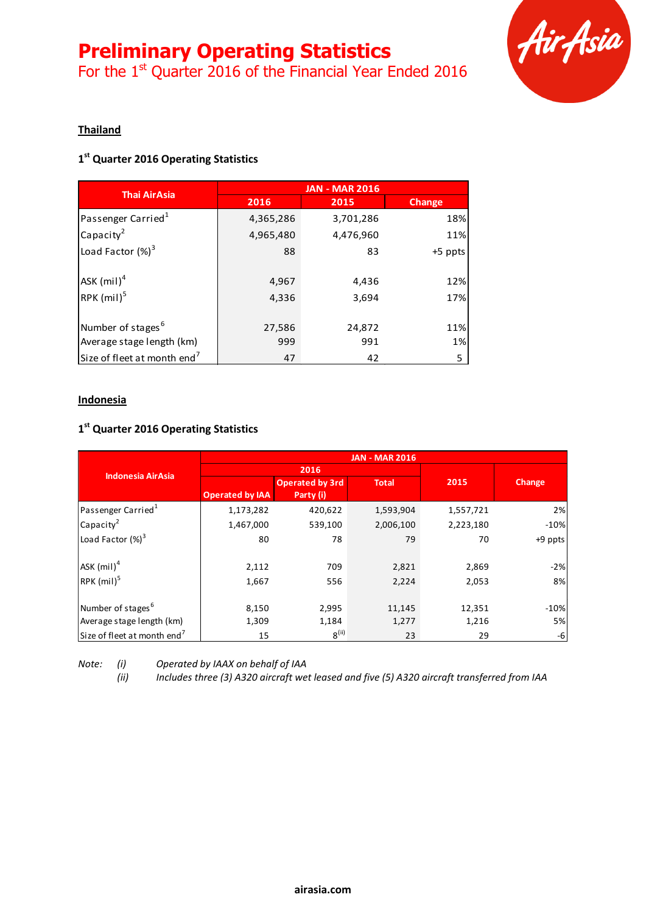# Preliminary Operating Statistics

For the 1st Quarter 2016 of the Financial Year Ended 2016

## Thailand

### 1st Quarter 2016 Operating Statistics

| Thai AirAsia | JAN - MAR 2016 | | |
|---|---|---|---|
| | 2016 | 2015 | Change |
| Passenger Carried[1] | 4,365,286 | 3,701,286 | 18% |
| Capacity[2] | 4,965,480 | 4,476,960 | 11% |
| Load Factor (%)[3] | 88 | 83 | +5 ppts |
| ASK (mil)[4] | 4,967 | 4,436 | 12% |
| RPK (mil)[5] | 4,336 | 3,694 | 17% |
| Number of stages[6] | 27,586 | 24,872 | 11% |
| Average stage length (km) | 999 | 991 | 1% |
| Size of fleet at month end[7] | 47 | 42 | 5 |

## Indonesia

### 1st Quarter 2016 Operating Statistics

| Indonesia AirAsia | JAN - MAR 2016 | | | | |
|---|---|---|---|---|---|
| | 2016 | | | 2015 | Change |
| | Operated by IAA | Operated by 3rd Party (i) | Total | | |
| Passenger Carried[1] | 1,173,282 | 420,622 | 1,593,904 | 1,557,721 | 2% |
| Capacity[2] | 1,467,000 | 539,100 | 2,006,100 | 2,223,180 | -10% |
| Load Factor (%)[3] | 80 | 78 | 79 | 70 | +9 ppts |
| ASK (mil)[4] | 2,112 | 709 | 2,821 | 2,869 | -2% |
| RPK (mil)[5] | 1,667 | 556 | 2,224 | 2,053 | 8% |
| Number of stages[6] | 8,150 | 2,995 | 11,145 | 12,351 | -10% |
| Average stage length (km) | 1,309 | 1,184 | 1,277 | 1,216 | 5% |
| Size of fleet at month end[7] | 15 | 8[(ii)] | 23 | 29 | -6 |

*Note: (i) Operated by IAAX on behalf of IAA*

*(ii) Includes three (3) A320 aircraft wet leased and five (5) A320 aircraft transferred from IAA*

airasia.com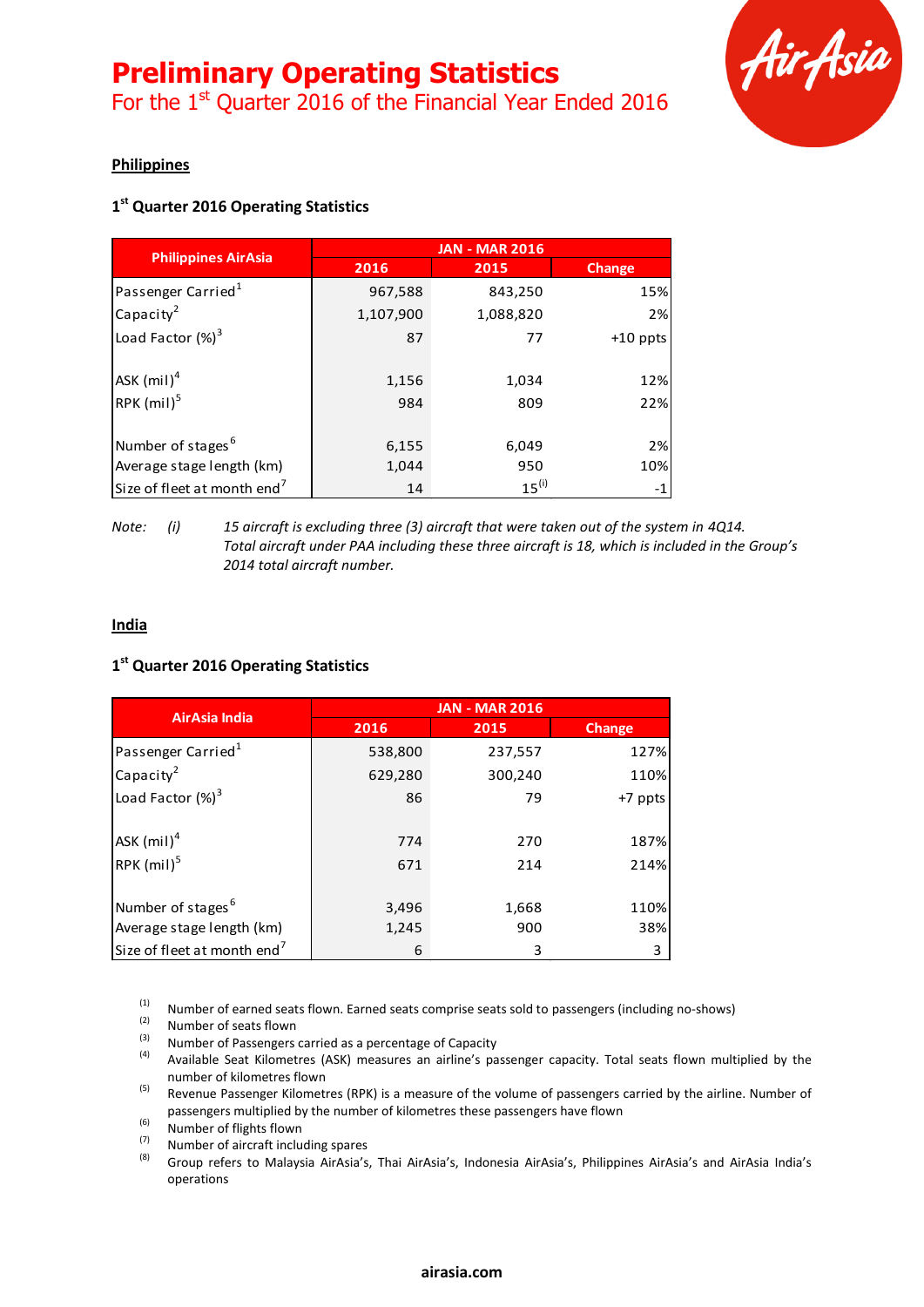# Preliminary Operating Statistics

For the 1st Quarter 2016 of the Financial Year Ended 2016

## Philippines

### 1st Quarter 2016 Operating Statistics

| Philippines AirAsia | JAN - MAR 2016 | | |
|---|---|---|---|
| | 2016 | 2015 | Change |
| Passenger Carried[1] | 967,588 | 843,250 | 15% |
| Capacity[2] | 1,107,900 | 1,088,820 | 2% |
| Load Factor (%)[3] | 87 | 77 | +10 ppts |
| ASK (mil)[4] | 1,156 | 1,034 | 12% |
| RPK (mil)[5] | 984 | 809 | 22% |
| Number of stages[6] | 6,155 | 6,049 | 2% |
| Average stage length (km) | 1,044 | 950 | 10% |
| Size of fleet at month end[7] | 14 | 15[(i)] | -1 |

Note: (i) *15 aircraft is excluding three (3) aircraft that were taken out of the system in 4Q14. Total aircraft under PAA including these three aircraft is 18, which is included in the Group's 2014 total aircraft number.*

## India

### 1st Quarter 2016 Operating Statistics

| AirAsia India | JAN - MAR 2016 | | |
|---|---|---|---|
| | 2016 | 2015 | Change |
| Passenger Carried[1] | 538,800 | 237,557 | 127% |
| Capacity[2] | 629,280 | 300,240 | 110% |
| Load Factor (%)[3] | 86 | 79 | +7 ppts |
| ASK (mil)[4] | 774 | 270 | 187% |
| RPK (mil)[5] | 671 | 214 | 214% |
| Number of stages[6] | 3,496 | 1,668 | 110% |
| Average stage length (km) | 1,245 | 900 | 38% |
| Size of fleet at month end[7] | 6 | 3 | 3 |

(1) Number of earned seats flown. Earned seats comprise seats sold to passengers (including no-shows)
(2) Number of seats flown
(3) Number of Passengers carried as a percentage of Capacity
(4) Available Seat Kilometres (ASK) measures an airline's passenger capacity. Total seats flown multiplied by the number of kilometres flown
(5) Revenue Passenger Kilometres (RPK) is a measure of the volume of passengers carried by the airline. Number of passengers multiplied by the number of kilometres these passengers have flown
(6) Number of flights flown
(7) Number of aircraft including spares
(8) Group refers to Malaysia AirAsia's, Thai AirAsia's, Indonesia AirAsia's, Philippines AirAsia's and AirAsia India's operations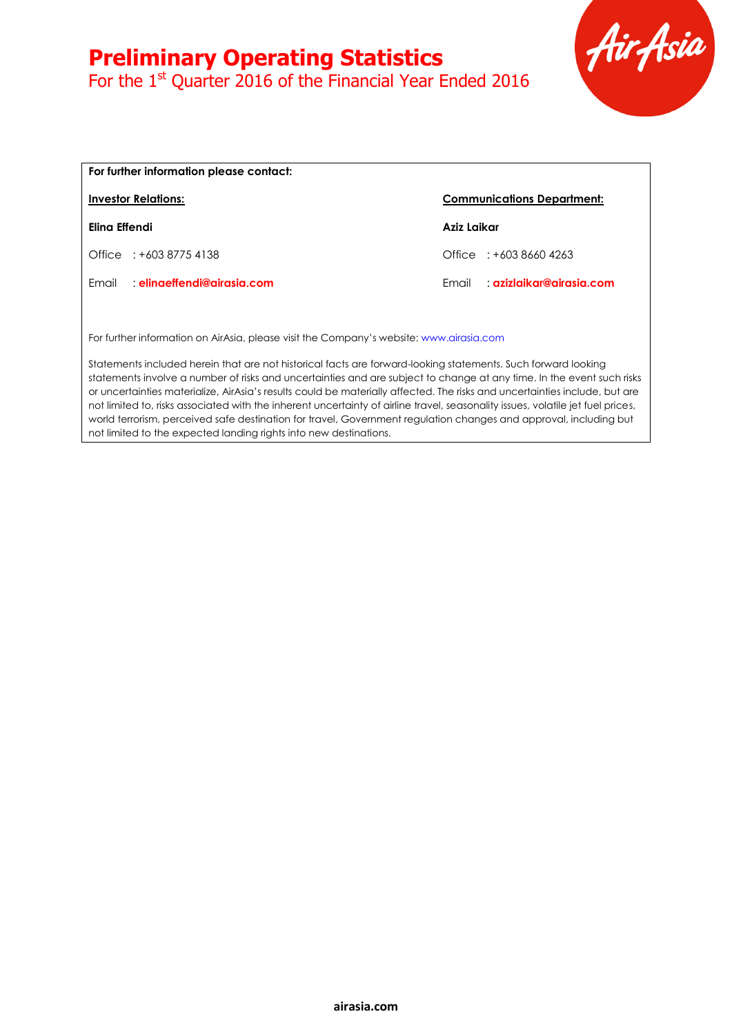# Preliminary Operating Statistics

For the 1st Quarter 2016 of the Financial Year Ended 2016

**For further information please contact:**

**Investor Relations:**

**Elina Effendi**

Office : +603 8775 4138

Email : **elinaeffendi@airasia.com**

**Communications Department:**

**Aziz Laikar**

Office : +603 8660 4263

Email : **azizlaikar@airasia.com**

For further information on AirAsia, please visit the Company's website: www.airasia.com

Statements included herein that are not historical facts are forward-looking statements. Such forward looking statements involve a number of risks and uncertainties and are subject to change at any time. In the event such risks or uncertainties materialize, AirAsia's results could be materially affected. The risks and uncertainties include, but are not limited to, risks associated with the inherent uncertainty of airline travel, seasonality issues, volatile jet fuel prices, world terrorism, perceived safe destination for travel, Government regulation changes and approval, including but not limited to the expected landing rights into new destinations.